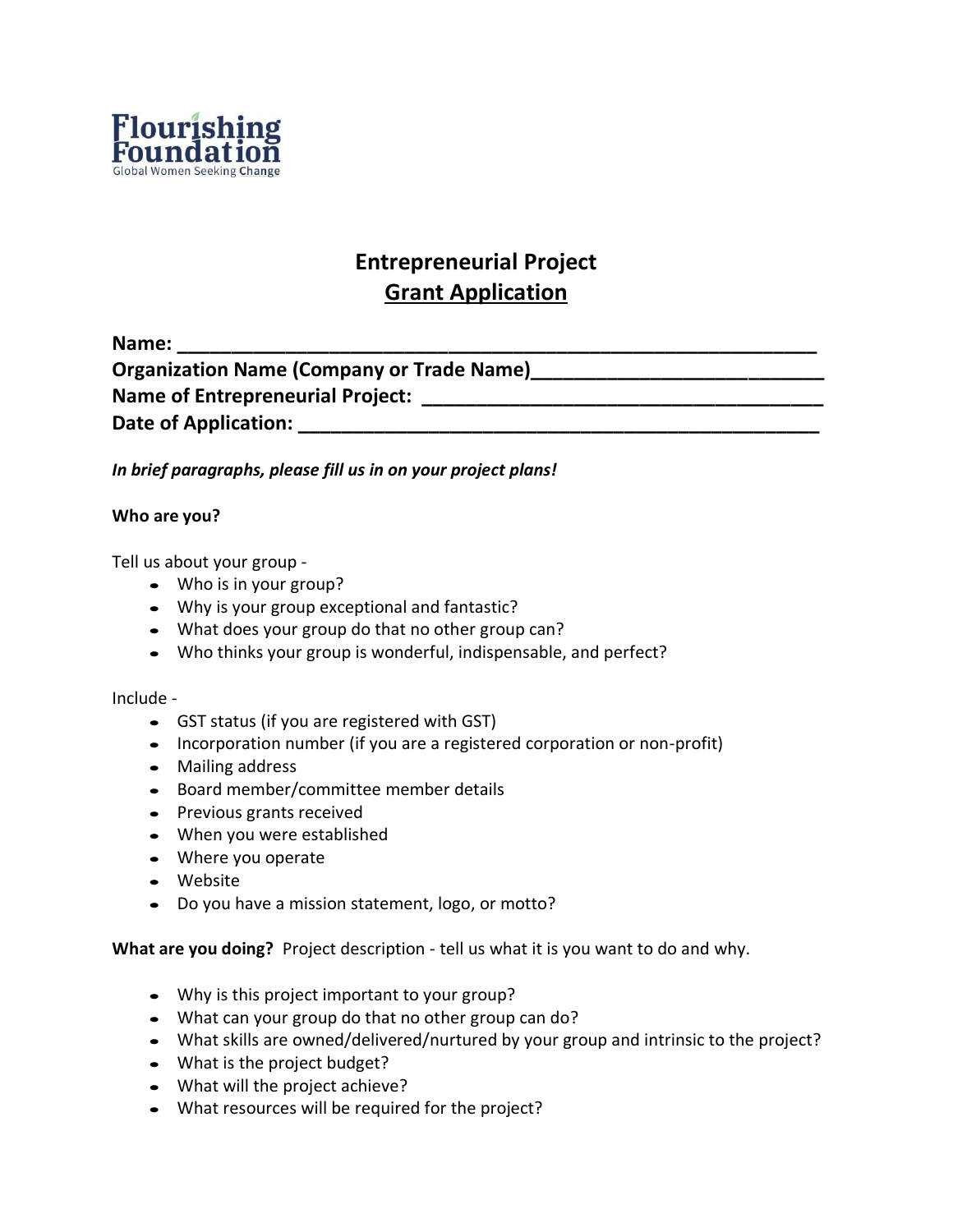Flourishing Foundation
Global Women Seeking Change

# Entrepreneurial Project
## Grant Application

**Name: ____________________________________________________________**
**Organization Name (Company or Trade Name)___________________________**
**Name of Entrepreneurial Project: ______________________________________**
**Date of Application: _______________________________________________**

***In brief paragraphs, please fill us in on your project plans!***

**Who are you?**

Tell us about your group -

- Who is in your group?
- Why is your group exceptional and fantastic?
- What does your group do that no other group can?
- Who thinks your group is wonderful, indispensable, and perfect?

Include -

- GST status (if you are registered with GST)
- Incorporation number (if you are a registered corporation or non-profit)
- Mailing address
- Board member/committee member details
- Previous grants received
- When you were established
- Where you operate
- Website
- Do you have a mission statement, logo, or motto?

**What are you doing?** Project description - tell us what it is you want to do and why.

- Why is this project important to your group?
- What can your group do that no other group can do?
- What skills are owned/delivered/nurtured by your group and intrinsic to the project?
- What is the project budget?
- What will the project achieve?
- What resources will be required for the project?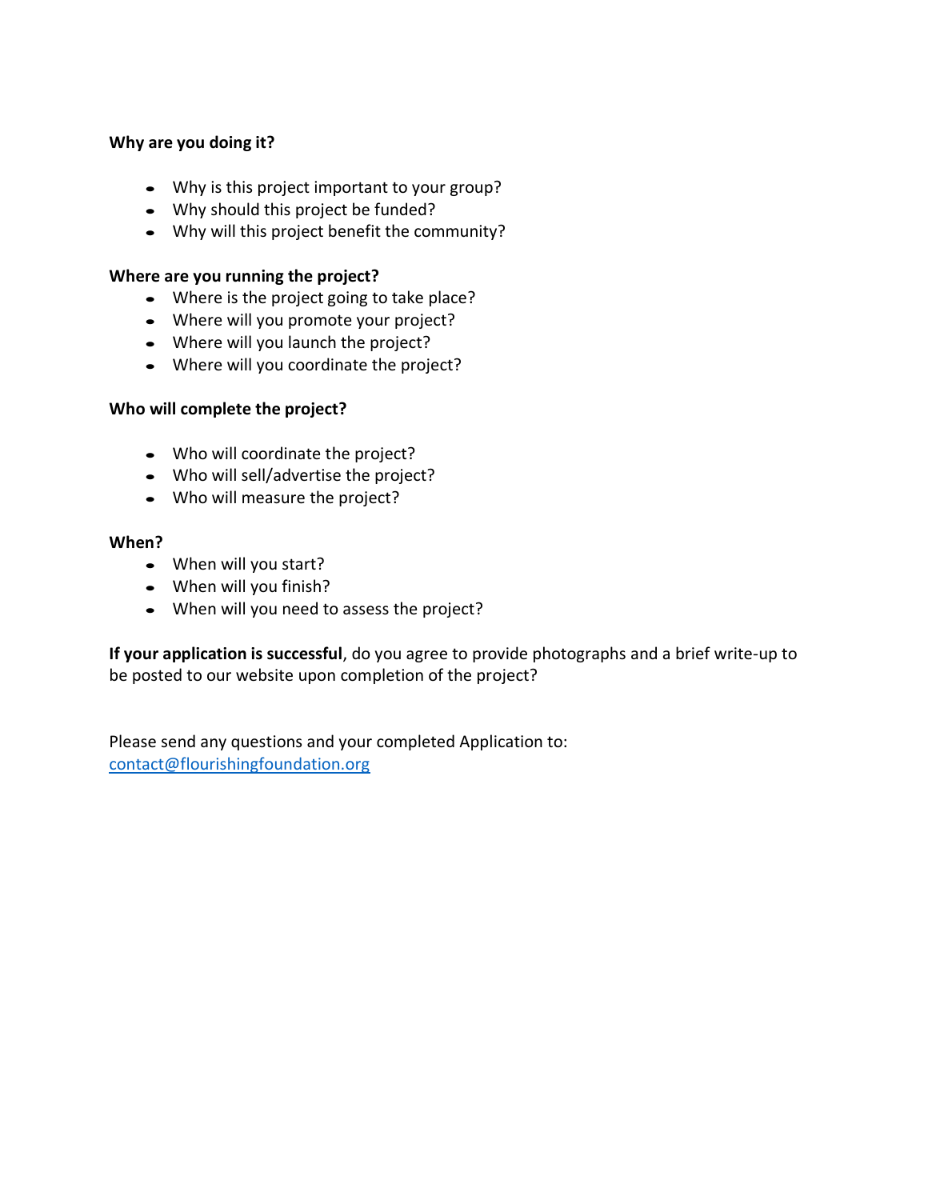**Why are you doing it?**

- Why is this project important to your group?
- Why should this project be funded?
- Why will this project benefit the community?

**Where are you running the project?**

- Where is the project going to take place?
- Where will you promote your project?
- Where will you launch the project?
- Where will you coordinate the project?

**Who will complete the project?**

- Who will coordinate the project?
- Who will sell/advertise the project?
- Who will measure the project?

**When?**

- When will you start?
- When will you finish?
- When will you need to assess the project?

**If your application is successful**, do you agree to provide photographs and a brief write-up to be posted to our website upon completion of the project?

Please send any questions and your completed Application to:
contact@flourishingfoundation.org